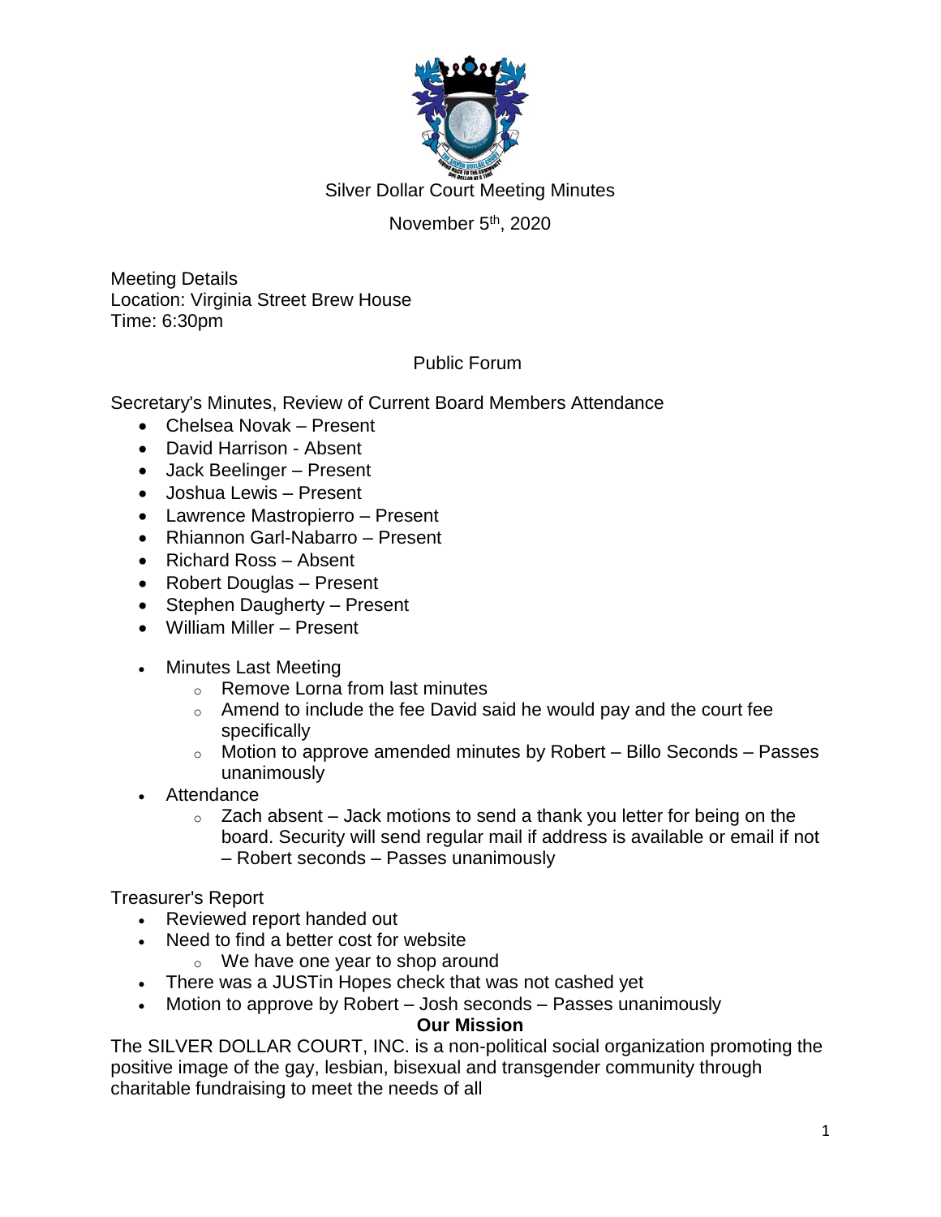# Silver Dollar Court Meeting Minutes

November 5th, 2020

Meeting Details
Location: Virginia Street Brew House
Time: 6:30pm

## Public Forum

Secretary's Minutes, Review of Current Board Members Attendance

- Chelsea Novak – Present
- David Harrison - Absent
- Jack Beelinger – Present
- Joshua Lewis – Present
- Lawrence Mastropierro – Present
- Rhiannon Garl-Nabarro – Present
- Richard Ross – Absent
- Robert Douglas – Present
- Stephen Daugherty – Present
- William Miller – Present

- Minutes Last Meeting
  - Remove Lorna from last minutes
  - Amend to include the fee David said he would pay and the court fee specifically
  - Motion to approve amended minutes by Robert – Billo Seconds – Passes unanimously
- Attendance
  - Zach absent – Jack motions to send a thank you letter for being on the board. Security will send regular mail if address is available or email if not – Robert seconds – Passes unanimously

Treasurer's Report

- Reviewed report handed out
- Need to find a better cost for website
  - We have one year to shop around
- There was a JUSTin Hopes check that was not cashed yet
- Motion to approve by Robert – Josh seconds – Passes unanimously

**Our Mission**

The SILVER DOLLAR COURT, INC. is a non-political social organization promoting the positive image of the gay, lesbian, bisexual and transgender community through charitable fundraising to meet the needs of all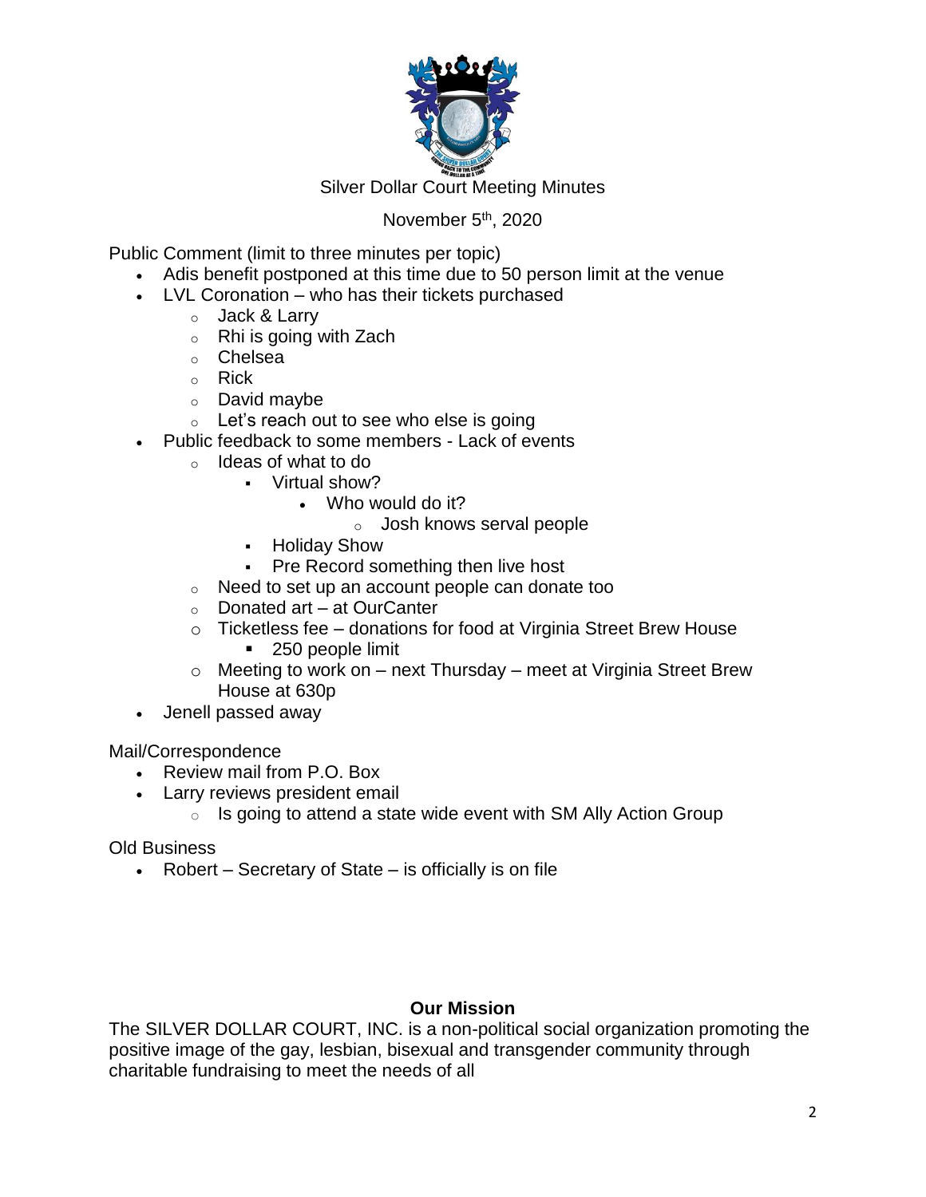Silver Dollar Court Meeting Minutes

November 5th, 2020

Public Comment (limit to three minutes per topic)

- Adis benefit postponed at this time due to 50 person limit at the venue
- LVL Coronation – who has their tickets purchased
  - Jack & Larry
  - Rhi is going with Zach
  - Chelsea
  - Rick
  - David maybe
  - Let's reach out to see who else is going
- Public feedback to some members - Lack of events
  - Ideas of what to do
    - Virtual show?
      - Who would do it?
        - Josh knows serval people
    - Holiday Show
    - Pre Record something then live host
  - Need to set up an account people can donate too
  - Donated art – at OurCanter
  - Ticketless fee – donations for food at Virginia Street Brew House
    - 250 people limit
  - Meeting to work on – next Thursday – meet at Virginia Street Brew House at 630p
- Jenell passed away

Mail/Correspondence

- Review mail from P.O. Box
- Larry reviews president email
  - Is going to attend a state wide event with SM Ally Action Group

Old Business

- Robert – Secretary of State – is officially is on file

**Our Mission**

The SILVER DOLLAR COURT, INC. is a non-political social organization promoting the positive image of the gay, lesbian, bisexual and transgender community through charitable fundraising to meet the needs of all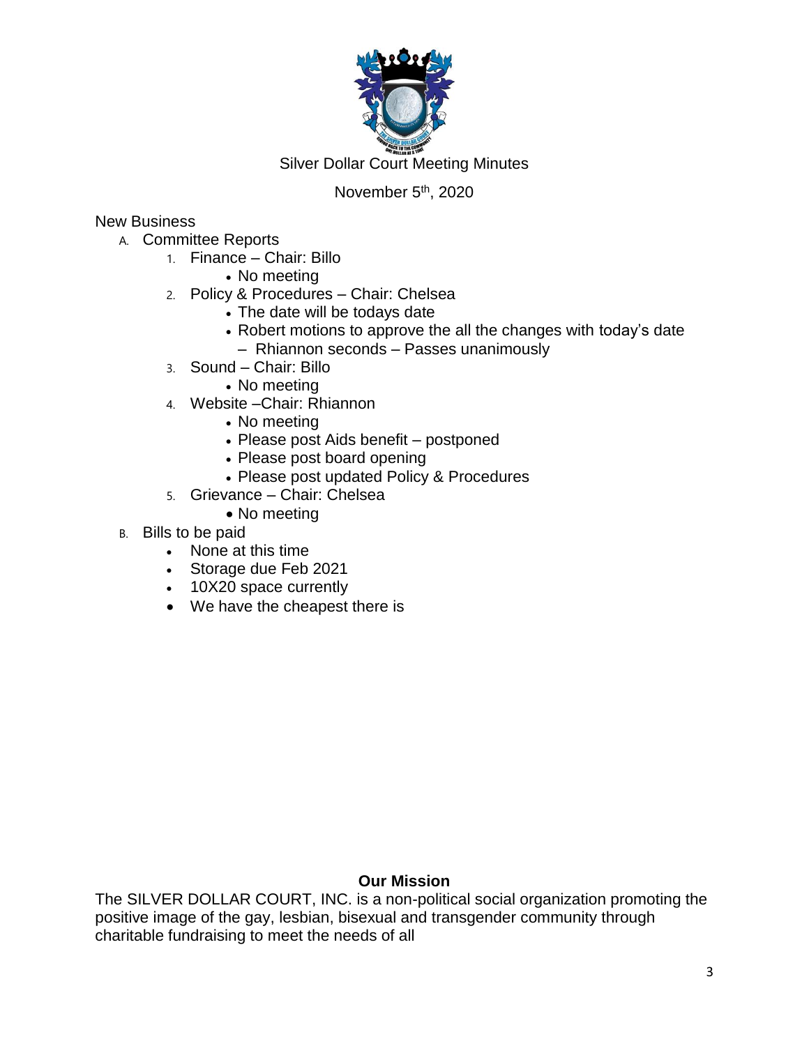Silver Dollar Court Meeting Minutes

November 5th, 2020

New Business

A. Committee Reports
   1. Finance – Chair: Billo
      - No meeting
   2. Policy & Procedures – Chair: Chelsea
      - The date will be todays date
      - Robert motions to approve the all the changes with today's date – Rhiannon seconds – Passes unanimously
   3. Sound – Chair: Billo
      - No meeting
   4. Website –Chair: Rhiannon
      - No meeting
      - Please post Aids benefit – postponed
      - Please post board opening
      - Please post updated Policy & Procedures
   5. Grievance – Chair: Chelsea
      - No meeting
B. Bills to be paid
   - None at this time
   - Storage due Feb 2021
   - 10X20 space currently
   - We have the cheapest there is

**Our Mission**

The SILVER DOLLAR COURT, INC. is a non-political social organization promoting the positive image of the gay, lesbian, bisexual and transgender community through charitable fundraising to meet the needs of all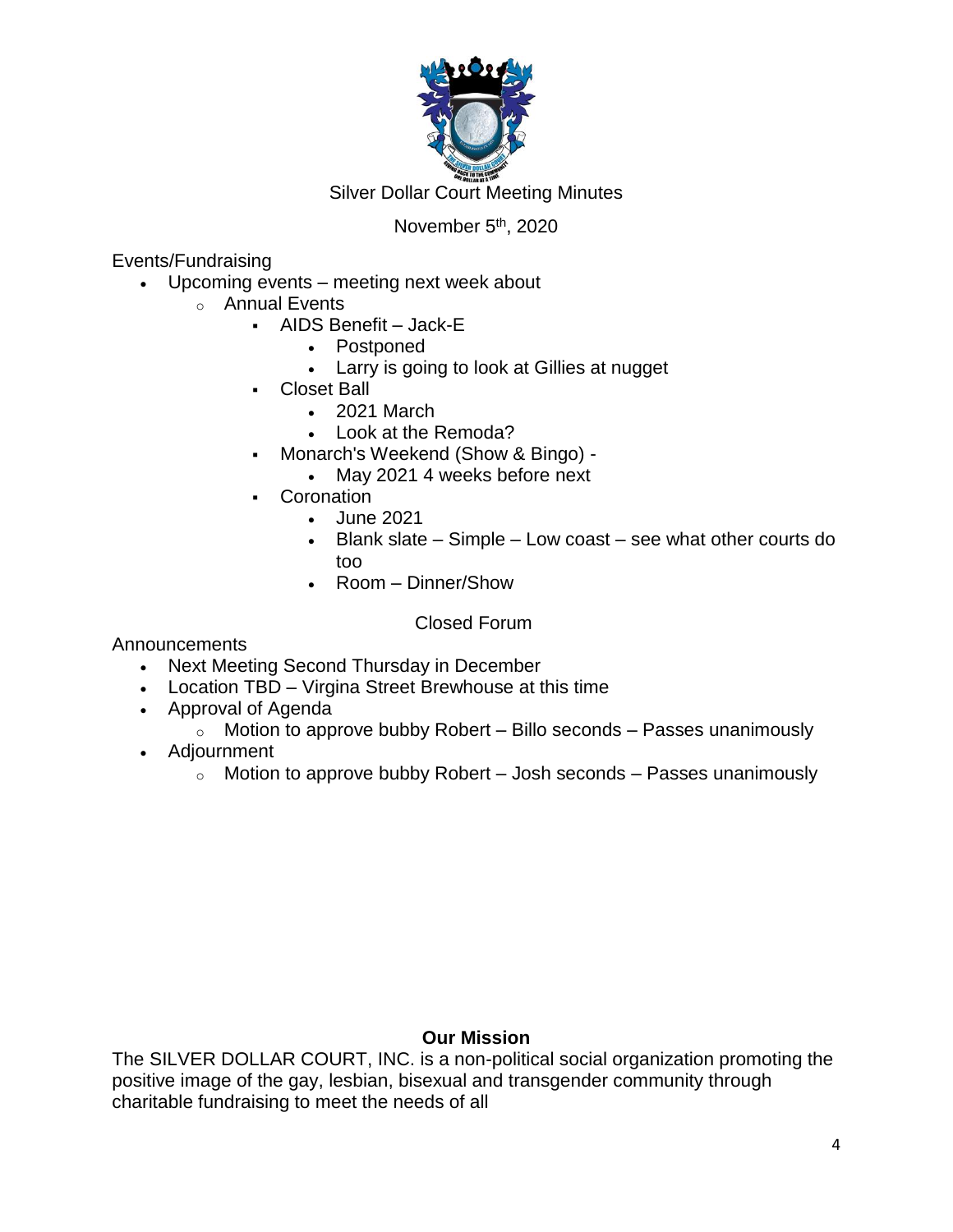Silver Dollar Court Meeting Minutes

November 5th, 2020

Events/Fundraising

- Upcoming events – meeting next week about
  - Annual Events
    - AIDS Benefit – Jack-E
      - Postponed
      - Larry is going to look at Gillies at nugget
    - Closet Ball
      - 2021 March
      - Look at the Remoda?
    - Monarch's Weekend (Show & Bingo) -
      - May 2021 4 weeks before next
    - Coronation
      - June 2021
      - Blank slate – Simple – Low coast – see what other courts do too
      - Room – Dinner/Show

Closed Forum

Announcements

- Next Meeting Second Thursday in December
- Location TBD – Virgina Street Brewhouse at this time
- Approval of Agenda
  - Motion to approve bubby Robert – Billo seconds – Passes unanimously
- Adjournment
  - Motion to approve bubby Robert – Josh seconds – Passes unanimously

**Our Mission**

The SILVER DOLLAR COURT, INC. is a non-political social organization promoting the positive image of the gay, lesbian, bisexual and transgender community through charitable fundraising to meet the needs of all